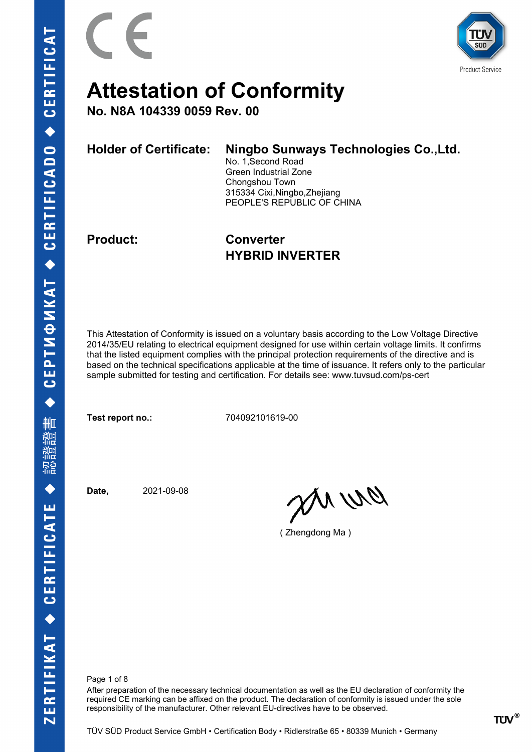# Attestation of Conformity

**No. N8A 104339 0059 Rev. 00**

| | |
|---|---|
| **Holder of Certificate:** | **Ningbo Sunways Technologies Co.,Ltd.**<br>No. 1,Second Road<br>Green Industrial Zone<br>Chongshou Town<br>315334 Cixi,Ningbo,Zhejiang<br>PEOPLE'S REPUBLIC OF CHINA |
| **Product:** | **Converter**<br>**HYBRID INVERTER** |

This Attestation of Conformity is issued on a voluntary basis according to the Low Voltage Directive 2014/35/EU relating to electrical equipment designed for use within certain voltage limits. It confirms that the listed equipment complies with the principal protection requirements of the directive and is based on the technical specifications applicable at the time of issuance. It refers only to the particular sample submitted for testing and certification. For details see: www.tuvsud.com/ps-cert

**Test report no.:** 704092101619-00

**Date,** 2021-09-08

( Zhengdong Ma )

After preparation of the necessary technical documentation as well as the EU declaration of conformity the required CE marking can be affixed on the product. The declaration of conformity is issued under the sole responsibility of the manufacturer. Other relevant EU-directives have to be observed.

TÜV SÜD Product Service GmbH • Certification Body • Ridlerstraße 65 • 80339 Munich • Germany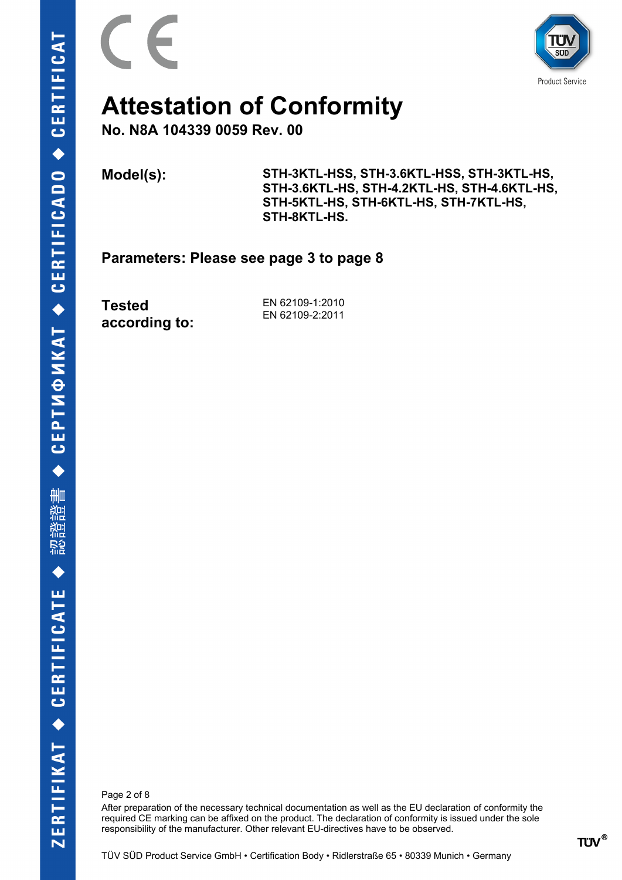# Attestation of Conformity

**No. N8A 104339 0059 Rev. 00**

| | |
|---|---|
| **Model(s):** | **STH-3KTL-HSS, STH-3.6KTL-HSS, STH-3KTL-HS, STH-3.6KTL-HS, STH-4.2KTL-HS, STH-4.6KTL-HS, STH-5KTL-HS, STH-6KTL-HS, STH-7KTL-HS, STH-8KTL-HS.** |

**Parameters: Please see page 3 to page 8**

| | |
|---|---|
| **Tested according to:** | EN 62109-1:2010<br>EN 62109-2:2011 |

After preparation of the necessary technical documentation as well as the EU declaration of conformity the required CE marking can be affixed on the product. The declaration of conformity is issued under the sole responsibility of the manufacturer. Other relevant EU-directives have to be observed.

TÜV SÜD Product Service GmbH • Certification Body • Ridlerstraße 65 • 80339 Munich • Germany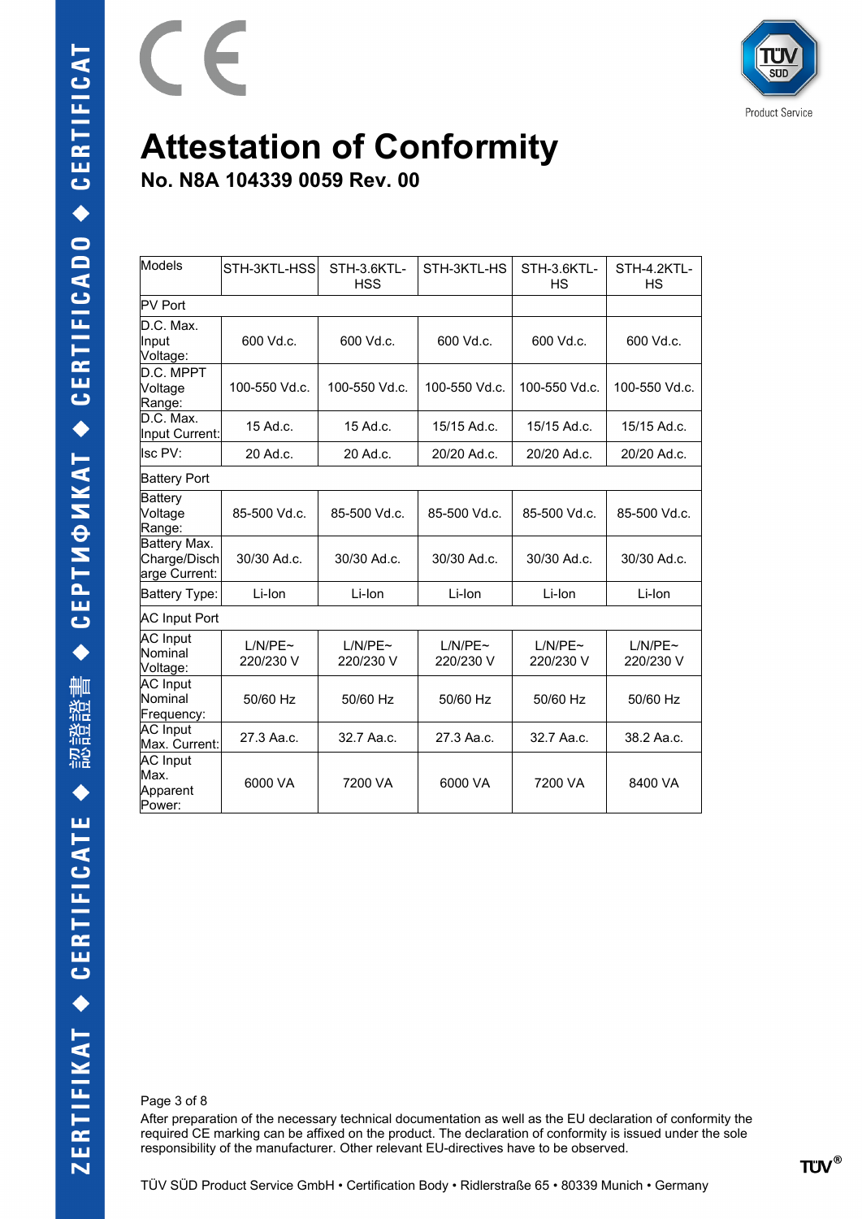# Attestation of Conformity

## No. N8A 104339 0059 Rev. 00

| Models | STH-3KTL-HSS | STH-3.6KTL-HSS | STH-3KTL-HS | STH-3.6KTL-HS | STH-4.2KTL-HS |
|---|---|---|---|---|---|
| PV Port | | | | | |
| D.C. Max. Input Voltage: | 600 Vd.c. | 600 Vd.c. | 600 Vd.c. | 600 Vd.c. | 600 Vd.c. |
| D.C. MPPT Voltage Range: | 100-550 Vd.c. | 100-550 Vd.c. | 100-550 Vd.c. | 100-550 Vd.c. | 100-550 Vd.c. |
| D.C. Max. Input Current: | 15 Ad.c. | 15 Ad.c. | 15/15 Ad.c. | 15/15 Ad.c. | 15/15 Ad.c. |
| Isc PV: | 20 Ad.c. | 20 Ad.c. | 20/20 Ad.c. | 20/20 Ad.c. | 20/20 Ad.c. |
| Battery Port | | | | | |
| Battery Voltage Range: | 85-500 Vd.c. | 85-500 Vd.c. | 85-500 Vd.c. | 85-500 Vd.c. | 85-500 Vd.c. |
| Battery Max. Charge/Discharge Current: | 30/30 Ad.c. | 30/30 Ad.c. | 30/30 Ad.c. | 30/30 Ad.c. | 30/30 Ad.c. |
| Battery Type: | Li-Ion | Li-Ion | Li-Ion | Li-Ion | Li-Ion |
| AC Input Port | | | | | |
| AC Input Nominal Voltage: | L/N/PE~ 220/230 V | L/N/PE~ 220/230 V | L/N/PE~ 220/230 V | L/N/PE~ 220/230 V | L/N/PE~ 220/230 V |
| AC Input Nominal Frequency: | 50/60 Hz | 50/60 Hz | 50/60 Hz | 50/60 Hz | 50/60 Hz |
| AC Input Max. Current: | 27.3 Aa.c. | 32.7 Aa.c. | 27.3 Aa.c. | 32.7 Aa.c. | 38.2 Aa.c. |
| AC Input Max. Apparent Power: | 6000 VA | 7200 VA | 6000 VA | 7200 VA | 8400 VA |

After preparation of the necessary technical documentation as well as the EU declaration of conformity the required CE marking can be affixed on the product. The declaration of conformity is issued under the sole responsibility of the manufacturer. Other relevant EU-directives have to be observed.

TÜV SÜD Product Service GmbH • Certification Body • Ridlerstraße 65 • 80339 Munich • Germany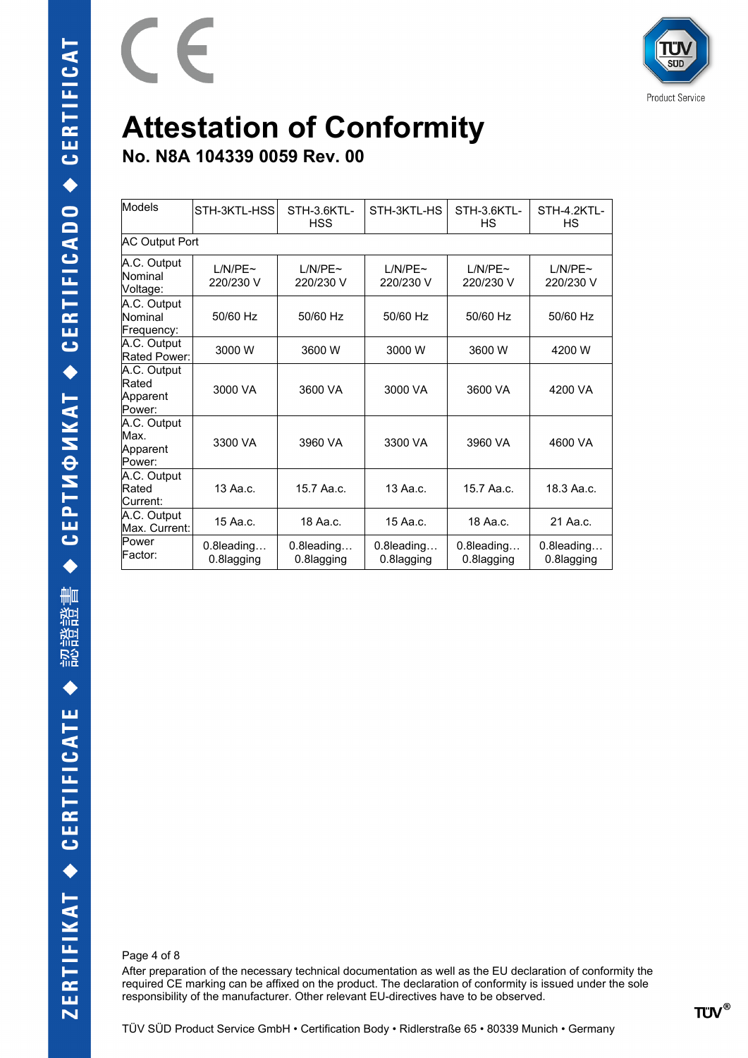CE

# Attestation of Conformity

## No. N8A 104339 0059 Rev. 00

| Models | STH-3KTL-HSS | STH-3.6KTL-HSS | STH-3KTL-HS | STH-3.6KTL-HS | STH-4.2KTL-HS |
|---|---|---|---|---|---|
| AC Output Port | | | | | |
| A.C. Output Nominal Voltage: | L/N/PE~ 220/230 V | L/N/PE~ 220/230 V | L/N/PE~ 220/230 V | L/N/PE~ 220/230 V | L/N/PE~ 220/230 V |
| A.C. Output Nominal Frequency: | 50/60 Hz | 50/60 Hz | 50/60 Hz | 50/60 Hz | 50/60 Hz |
| A.C. Output Rated Power: | 3000 W | 3600 W | 3000 W | 3600 W | 4200 W |
| A.C. Output Rated Apparent Power: | 3000 VA | 3600 VA | 3000 VA | 3600 VA | 4200 VA |
| A.C. Output Max. Apparent Power: | 3300 VA | 3960 VA | 3300 VA | 3960 VA | 4600 VA |
| A.C. Output Rated Current: | 13 Aa.c. | 15.7 Aa.c. | 13 Aa.c. | 15.7 Aa.c. | 18.3 Aa.c. |
| A.C. Output Max. Current: | 15 Aa.c. | 18 Aa.c. | 15 Aa.c. | 18 Aa.c. | 21 Aa.c. |
| Power Factor: | 0.8leading… 0.8lagging | 0.8leading… 0.8lagging | 0.8leading… 0.8lagging | 0.8leading… 0.8lagging | 0.8leading… 0.8lagging |

After preparation of the necessary technical documentation as well as the EU declaration of conformity the required CE marking can be affixed on the product. The declaration of conformity is issued under the sole responsibility of the manufacturer. Other relevant EU-directives have to be observed.

TÜV SÜD Product Service GmbH • Certification Body • Ridlerstraße 65 • 80339 Munich • Germany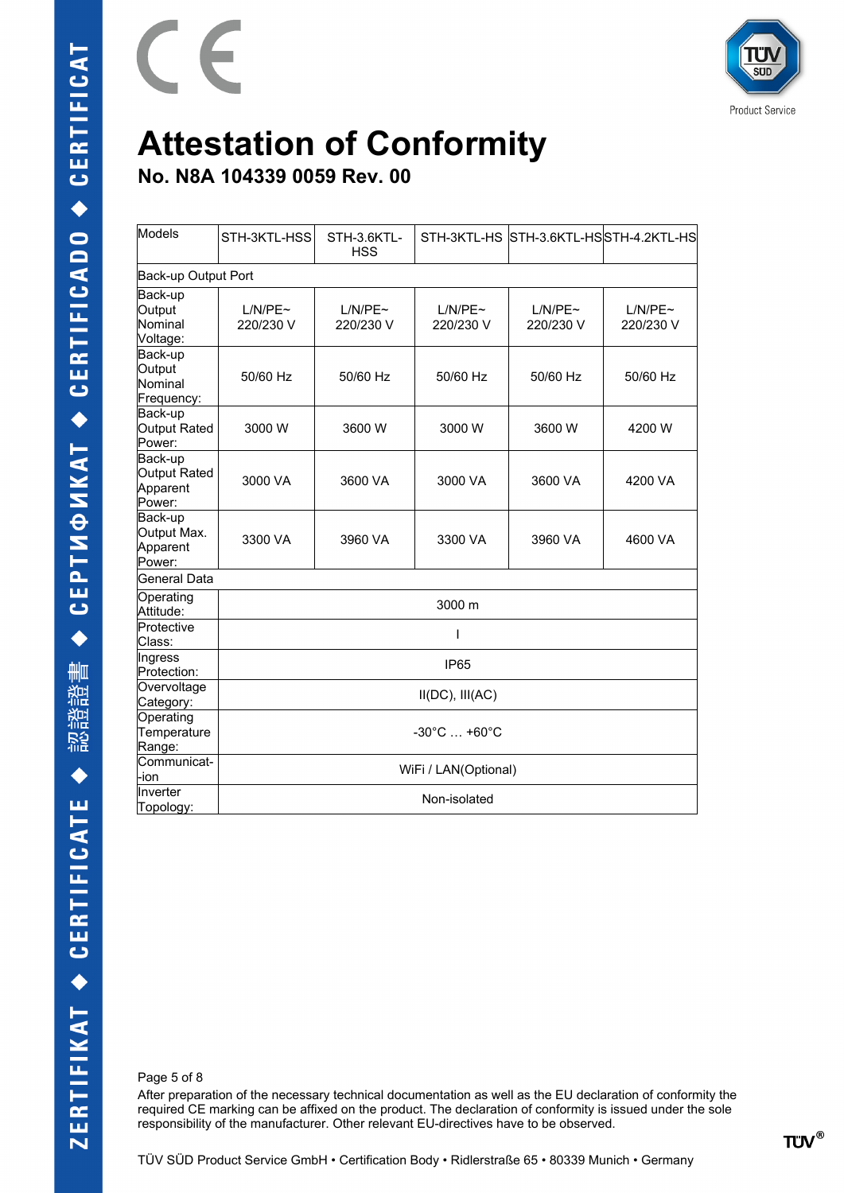# Attestation of Conformity

## No. N8A 104339 0059 Rev. 00

| Models | STH-3KTL-HSS | STH-3.6KTL-HSS | STH-3KTL-HS | STH-3.6KTL-HS | STH-4.2KTL-HS |
|---|---|---|---|---|---|
| Back-up Output Port | | | | | |
| Back-up Output Nominal Voltage: | L/N/PE~ 220/230 V | L/N/PE~ 220/230 V | L/N/PE~ 220/230 V | L/N/PE~ 220/230 V | L/N/PE~ 220/230 V |
| Back-up Output Nominal Frequency: | 50/60 Hz | 50/60 Hz | 50/60 Hz | 50/60 Hz | 50/60 Hz |
| Back-up Output Rated Power: | 3000 W | 3600 W | 3000 W | 3600 W | 4200 W |
| Back-up Output Rated Apparent Power: | 3000 VA | 3600 VA | 3000 VA | 3600 VA | 4200 VA |
| Back-up Output Max. Apparent Power: | 3300 VA | 3960 VA | 3300 VA | 3960 VA | 4600 VA |
| General Data | | | | | |
| Operating Attitude: | 3000 m | | | | |
| Protective Class: | I | | | | |
| Ingress Protection: | IP65 | | | | |
| Overvoltage Category: | II(DC), III(AC) | | | | |
| Operating Temperature Range: | -30°C … +60°C | | | | |
| Communicat--ion | WiFi / LAN(Optional) | | | | |
| Inverter Topology: | Non-isolated | | | | |

After preparation of the necessary technical documentation as well as the EU declaration of conformity the required CE marking can be affixed on the product. The declaration of conformity is issued under the sole responsibility of the manufacturer. Other relevant EU-directives have to be observed.

TÜV SÜD Product Service GmbH • Certification Body • Ridlerstraße 65 • 80339 Munich • Germany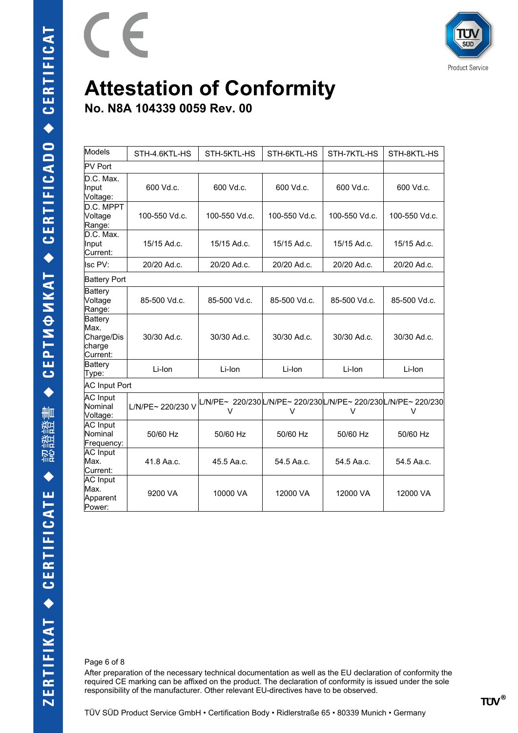# Attestation of Conformity

## No. N8A 104339 0059 Rev. 00

| Models | STH-4.6KTL-HS | STH-5KTL-HS | STH-6KTL-HS | STH-7KTL-HS | STH-8KTL-HS |
|---|---|---|---|---|---|
| PV Port | | | | | |
| D.C. Max. Input Voltage: | 600 Vd.c. | 600 Vd.c. | 600 Vd.c. | 600 Vd.c. | 600 Vd.c. |
| D.C. MPPT Voltage Range: | 100-550 Vd.c. | 100-550 Vd.c. | 100-550 Vd.c. | 100-550 Vd.c. | 100-550 Vd.c. |
| D.C. Max. Input Current: | 15/15 Ad.c. | 15/15 Ad.c. | 15/15 Ad.c. | 15/15 Ad.c. | 15/15 Ad.c. |
| Isc PV: | 20/20 Ad.c. | 20/20 Ad.c. | 20/20 Ad.c. | 20/20 Ad.c. | 20/20 Ad.c. |
| Battery Port | | | | | |
| Battery Voltage Range: | 85-500 Vd.c. | 85-500 Vd.c. | 85-500 Vd.c. | 85-500 Vd.c. | 85-500 Vd.c. |
| Battery Max. Charge/Discharge Current: | 30/30 Ad.c. | 30/30 Ad.c. | 30/30 Ad.c. | 30/30 Ad.c. | 30/30 Ad.c. |
| Battery Type: | Li-Ion | Li-Ion | Li-Ion | Li-Ion | Li-Ion |
| AC Input Port | | | | | |
| AC Input Nominal Voltage: | L/N/PE~ 220/230 V | L/N/PE~ 220/230 V | L/N/PE~ 220/230 V | L/N/PE~ 220/230 V | L/N/PE~ 220/230 V |
| AC Input Nominal Frequency: | 50/60 Hz | 50/60 Hz | 50/60 Hz | 50/60 Hz | 50/60 Hz |
| AC Input Max. Current: | 41.8 Aa.c. | 45.5 Aa.c. | 54.5 Aa.c. | 54.5 Aa.c. | 54.5 Aa.c. |
| AC Input Max. Apparent Power: | 9200 VA | 10000 VA | 12000 VA | 12000 VA | 12000 VA |

After preparation of the necessary technical documentation as well as the EU declaration of conformity the required CE marking can be affixed on the product. The declaration of conformity is issued under the sole responsibility of the manufacturer. Other relevant EU-directives have to be observed.

TÜV SÜD Product Service GmbH • Certification Body • Ridlerstraße 65 • 80339 Munich • Germany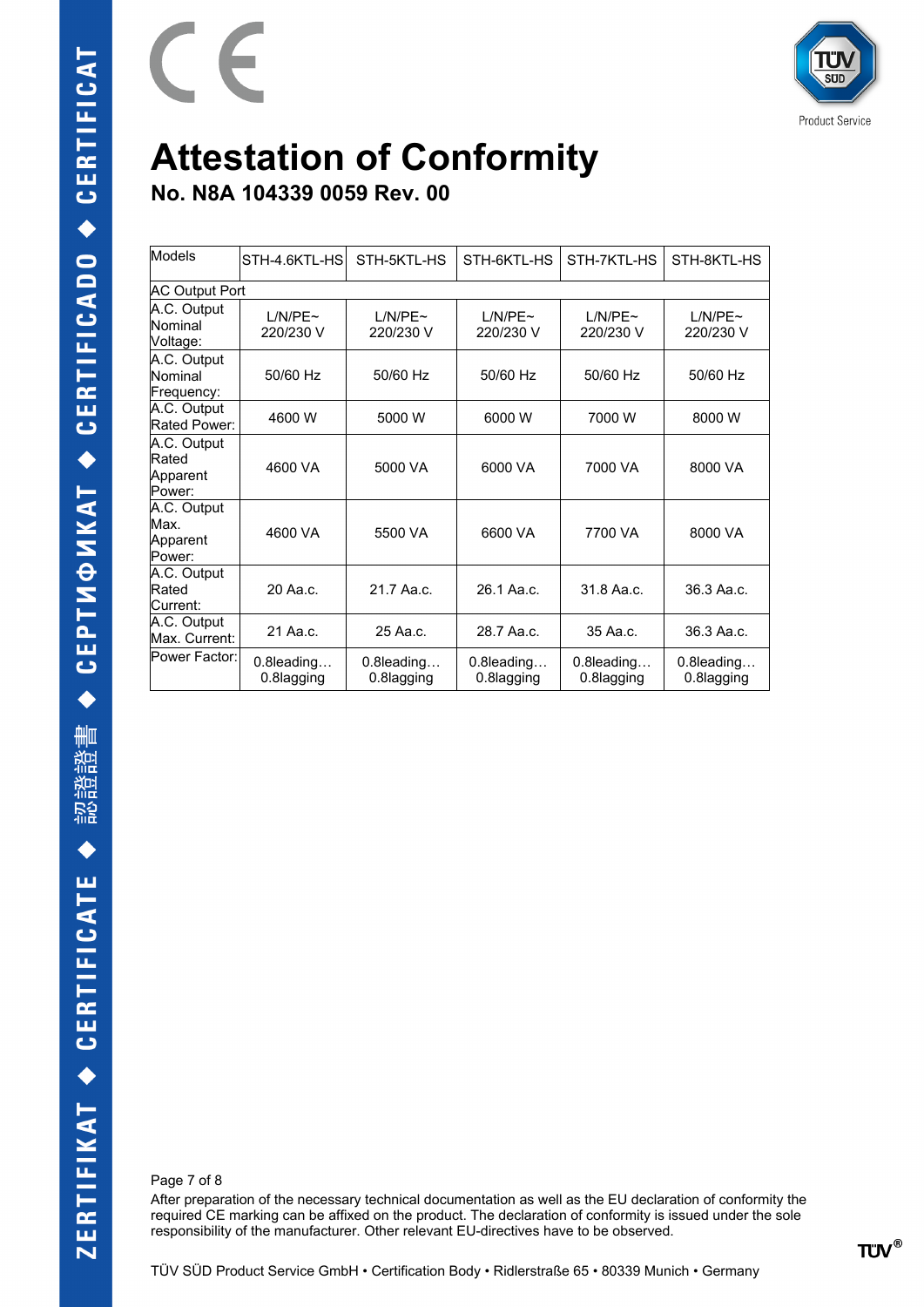# Attestation of Conformity

## No. N8A 104339 0059 Rev. 00

| Models | STH-4.6KTL-HS | STH-5KTL-HS | STH-6KTL-HS | STH-7KTL-HS | STH-8KTL-HS |
|---|---|---|---|---|---|
| AC Output Port | | | | | |
| A.C. Output Nominal Voltage: | L/N/PE~ 220/230 V | L/N/PE~ 220/230 V | L/N/PE~ 220/230 V | L/N/PE~ 220/230 V | L/N/PE~ 220/230 V |
| A.C. Output Nominal Frequency: | 50/60 Hz | 50/60 Hz | 50/60 Hz | 50/60 Hz | 50/60 Hz |
| A.C. Output Rated Power: | 4600 W | 5000 W | 6000 W | 7000 W | 8000 W |
| A.C. Output Rated Apparent Power: | 4600 VA | 5000 VA | 6000 VA | 7000 VA | 8000 VA |
| A.C. Output Max. Apparent Power: | 4600 VA | 5500 VA | 6600 VA | 7700 VA | 8000 VA |
| A.C. Output Rated Current: | 20 Aa.c. | 21.7 Aa.c. | 26.1 Aa.c. | 31.8 Aa.c. | 36.3 Aa.c. |
| A.C. Output Max. Current: | 21 Aa.c. | 25 Aa.c. | 28.7 Aa.c. | 35 Aa.c. | 36.3 Aa.c. |
| Power Factor: | 0.8leading… 0.8lagging | 0.8leading… 0.8lagging | 0.8leading… 0.8lagging | 0.8leading… 0.8lagging | 0.8leading… 0.8lagging |

After preparation of the necessary technical documentation as well as the EU declaration of conformity the required CE marking can be affixed on the product. The declaration of conformity is issued under the sole responsibility of the manufacturer. Other relevant EU-directives have to be observed.

TÜV SÜD Product Service GmbH • Certification Body • Ridlerstraße 65 • 80339 Munich • Germany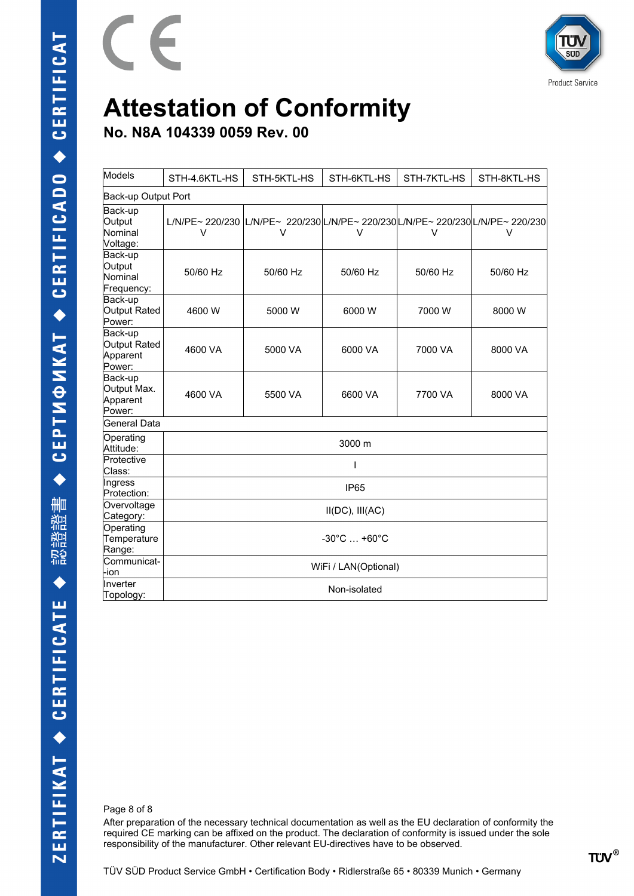CE

TÜV SÜD Product Service

# Attestation of Conformity

## No. N8A 104339 0059 Rev. 00

| Models | STH-4.6KTL-HS | STH-5KTL-HS | STH-6KTL-HS | STH-7KTL-HS | STH-8KTL-HS |
|---|---|---|---|---|---|
| Back-up Output Port | | | | | |
| Back-up Output Nominal Voltage: | L/N/PE~ 220/230 V | L/N/PE~ 220/230 V | L/N/PE~ 220/230 V | L/N/PE~ 220/230 V | L/N/PE~ 220/230 V |
| Back-up Output Nominal Frequency: | 50/60 Hz | 50/60 Hz | 50/60 Hz | 50/60 Hz | 50/60 Hz |
| Back-up Output Rated Power: | 4600 W | 5000 W | 6000 W | 7000 W | 8000 W |
| Back-up Output Rated Apparent Power: | 4600 VA | 5000 VA | 6000 VA | 7000 VA | 8000 VA |
| Back-up Output Max. Apparent Power: | 4600 VA | 5500 VA | 6600 VA | 7700 VA | 8000 VA |
| General Data | | | | | |
| Operating Attitude: | 3000 m | | | | |
| Protective Class: | I | | | | |
| Ingress Protection: | IP65 | | | | |
| Overvoltage Category: | II(DC), III(AC) | | | | |
| Operating Temperature Range: | -30°C … +60°C | | | | |
| Communicat-ion | WiFi / LAN(Optional) | | | | |
| Inverter Topology: | Non-isolated | | | | |

After preparation of the necessary technical documentation as well as the EU declaration of conformity the required CE marking can be affixed on the product. The declaration of conformity is issued under the sole responsibility of the manufacturer. Other relevant EU-directives have to be observed.

TÜV SÜD Product Service GmbH • Certification Body • Ridlerstraße 65 • 80339 Munich • Germany